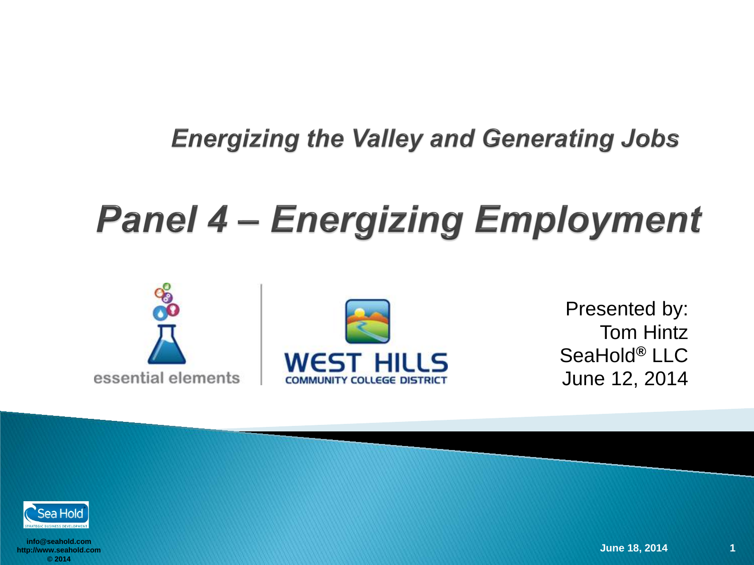## Energizing the Valley and Generating Jobs

# Panel 4 – Energizing Employment

essential elements

WEST HILLS
COMMUNITY COLLEGE DISTRICT

Presented by:
Tom Hintz
SeaHold® LLC
June 12, 2014

info@seahold.com
http://www.seahold.com
© 2014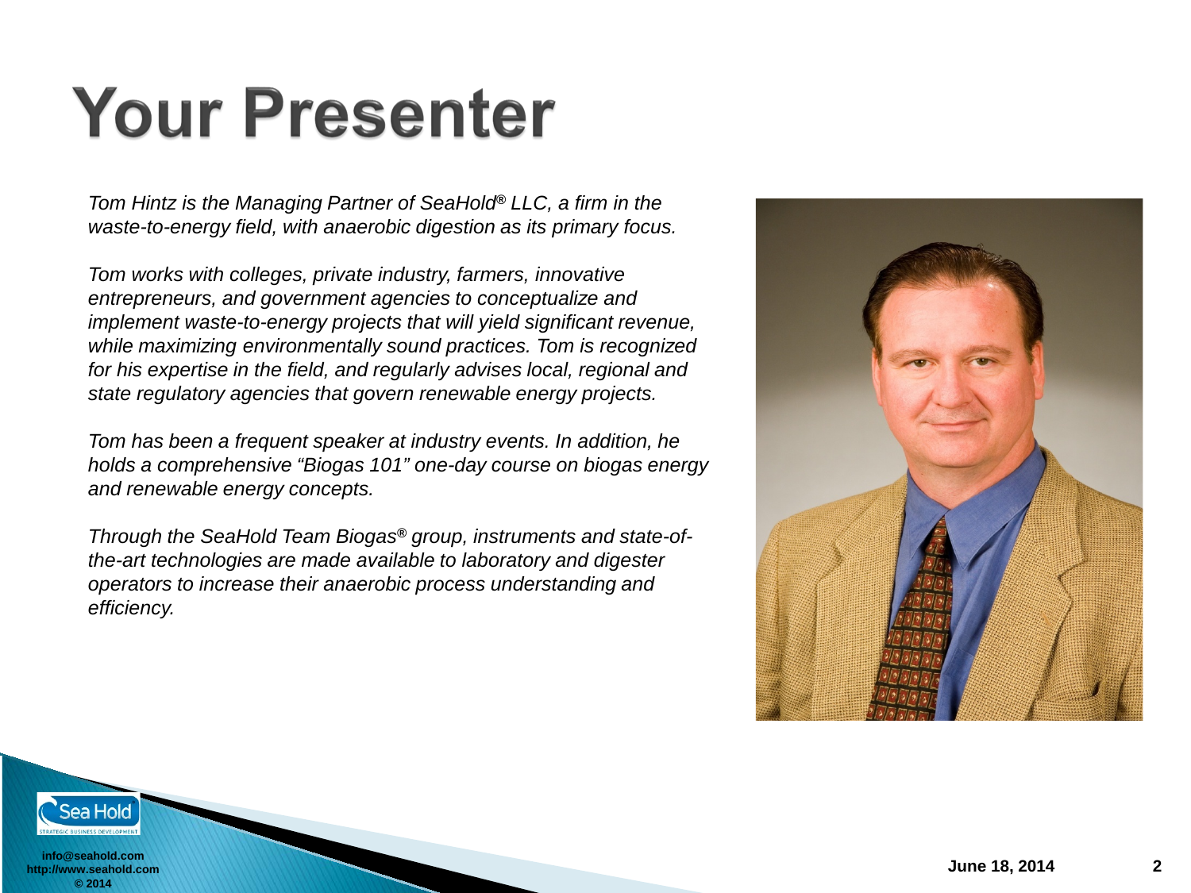# Your Presenter

*Tom Hintz is the Managing Partner of SeaHold® LLC, a firm in the waste-to-energy field, with anaerobic digestion as its primary focus.*

*Tom works with colleges, private industry, farmers, innovative entrepreneurs, and government agencies to conceptualize and implement waste-to-energy projects that will yield significant revenue, while maximizing environmentally sound practices. Tom is recognized for his expertise in the field, and regularly advises local, regional and state regulatory agencies that govern renewable energy projects.*

*Tom has been a frequent speaker at industry events. In addition, he holds a comprehensive "Biogas 101" one-day course on biogas energy and renewable energy concepts.*

*Through the SeaHold Team Biogas® group, instruments and state-of-the-art technologies are made available to laboratory and digester operators to increase their anaerobic process understanding and efficiency.*

**info@seahold.com**
**http://www.seahold.com**
**© 2014**

**June 18, 2014**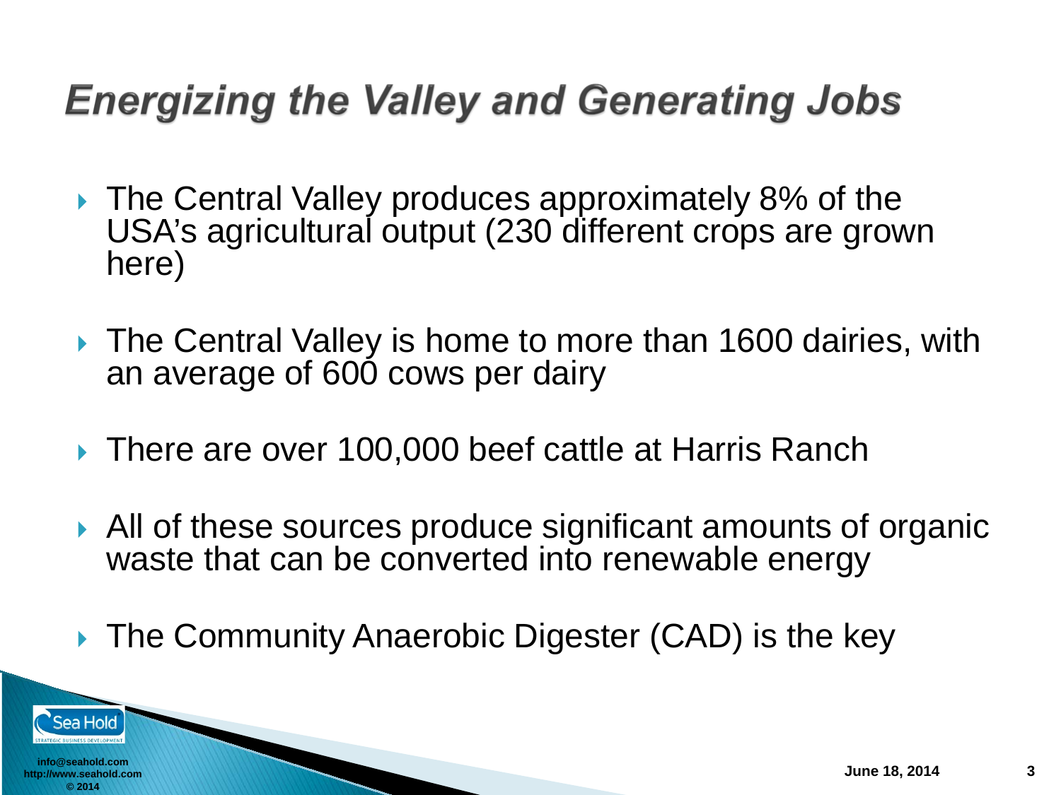# Energizing the Valley and Generating Jobs

- The Central Valley produces approximately 8% of the USA's agricultural output (230 different crops are grown here)
- The Central Valley is home to more than 1600 dairies, with an average of 600 cows per dairy
- There are over 100,000 beef cattle at Harris Ranch
- All of these sources produce significant amounts of organic waste that can be converted into renewable energy
- The Community Anaerobic Digester (CAD) is the key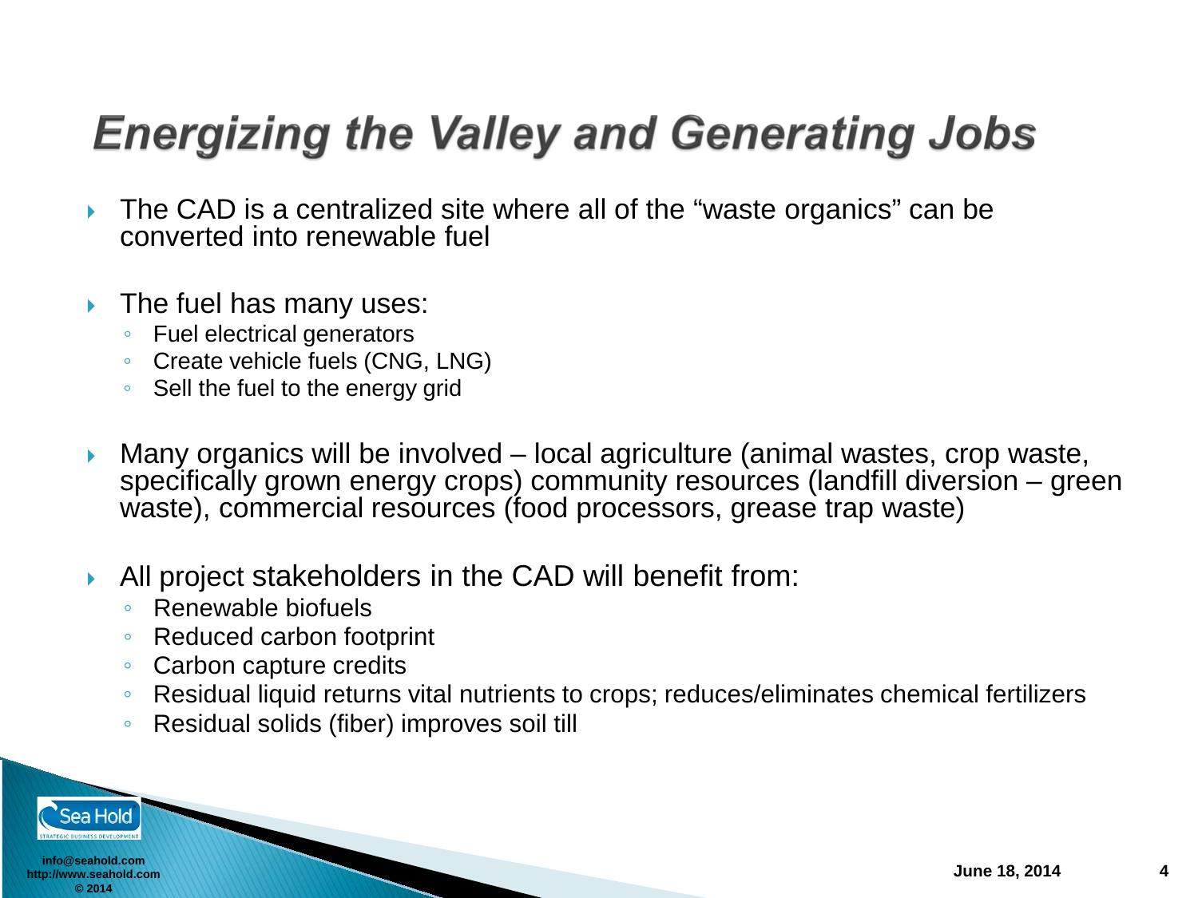# Energizing the Valley and Generating Jobs

- The CAD is a centralized site where all of the "waste organics" can be converted into renewable fuel
- The fuel has many uses:
  - Fuel electrical generators
  - Create vehicle fuels (CNG, LNG)
  - Sell the fuel to the energy grid
- Many organics will be involved – local agriculture (animal wastes, crop waste, specifically grown energy crops) community resources (landfill diversion – green waste), commercial resources (food processors, grease trap waste)
- All project stakeholders in the CAD will benefit from:
  - Renewable biofuels
  - Reduced carbon footprint
  - Carbon capture credits
  - Residual liquid returns vital nutrients to crops; reduces/eliminates chemical fertilizers
  - Residual solids (fiber) improves soil till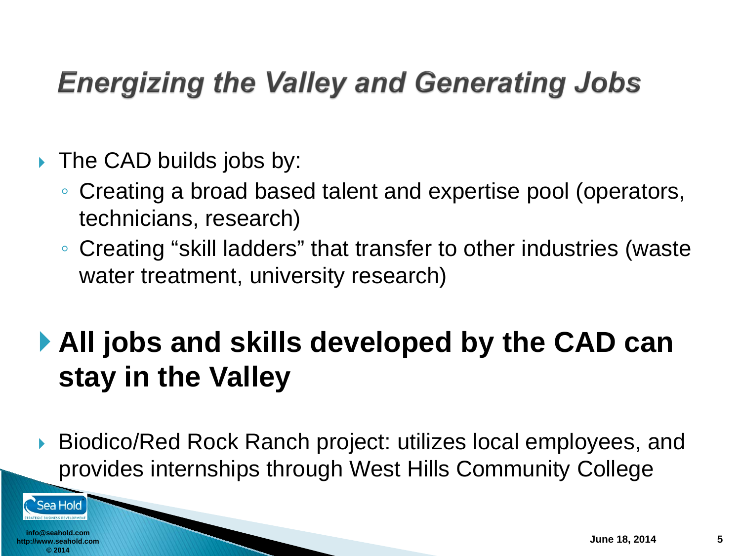# Energizing the Valley and Generating Jobs

- The CAD builds jobs by:
  - Creating a broad based talent and expertise pool (operators, technicians, research)
  - Creating “skill ladders” that transfer to other industries (waste water treatment, university research)

- **All jobs and skills developed by the CAD can stay in the Valley**

- Biodico/Red Rock Ranch project: utilizes local employees, and provides internships through West Hills Community College

info@seahold.com
http://www.seahold.com
© 2014

June 18, 2014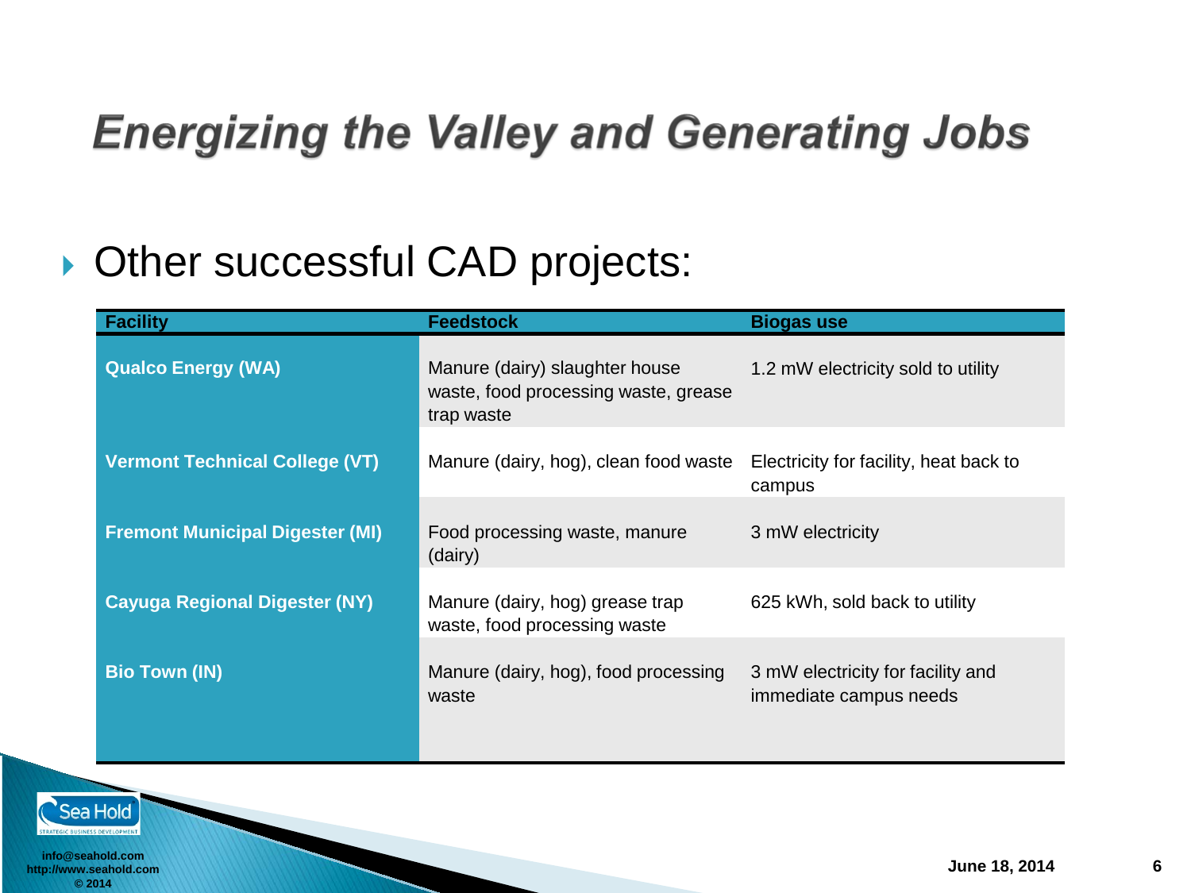# Energizing the Valley and Generating Jobs

- Other successful CAD projects:

| Facility | Feedstock | Biogas use |
|---|---|---|
| **Qualco Energy (WA)** | Manure (dairy) slaughter house waste, food processing waste, grease trap waste | 1.2 mW electricity sold to utility |
| **Vermont Technical College (VT)** | Manure (dairy, hog), clean food waste | Electricity for facility, heat back to campus |
| **Fremont Municipal Digester (MI)** | Food processing waste, manure (dairy) | 3 mW electricity |
| **Cayuga Regional Digester (NY)** | Manure (dairy, hog) grease trap waste, food processing waste | 625 kWh, sold back to utility |
| **Bio Town (IN)** | Manure (dairy, hog), food processing waste | 3 mW electricity for facility and immediate campus needs |

info@seahold.com
http://www.seahold.com
© 2014

June 18, 2014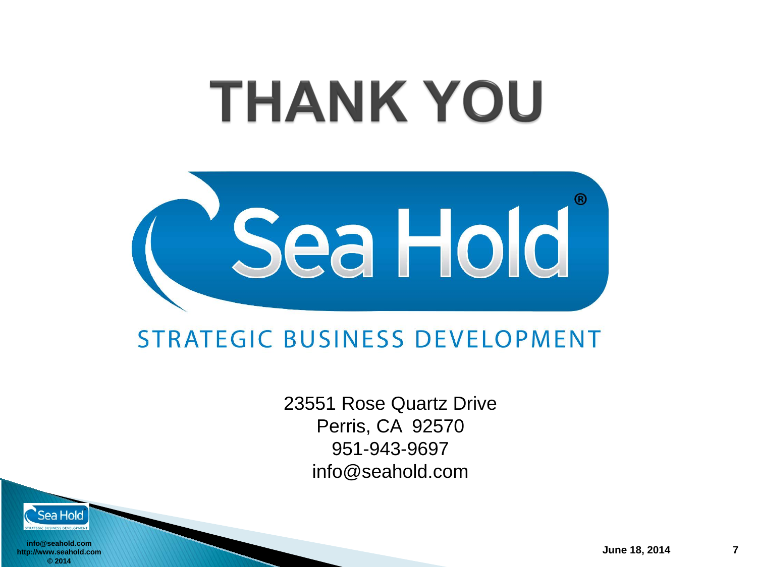# THANK YOU

Sea Hold®

STRATEGIC BUSINESS DEVELOPMENT

23551 Rose Quartz Drive
Perris, CA 92570
951-943-9697
info@seahold.com